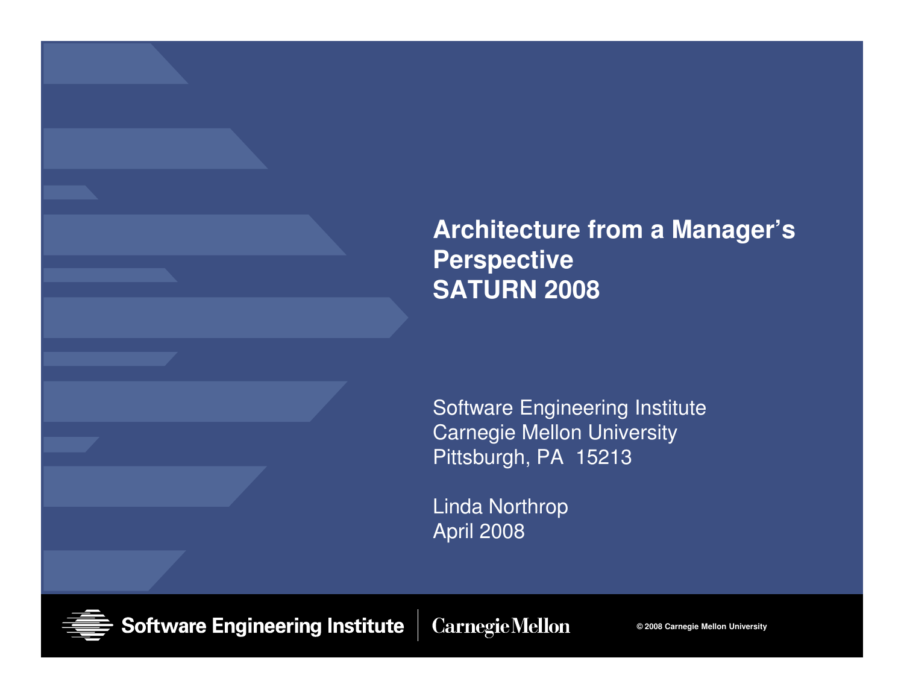# Architecture from a Manager's Perspective
# SATURN 2008

Software Engineering Institute
Carnegie Mellon University
Pittsburgh, PA 15213

Linda Northrop
April 2008

Software Engineering Institute | Carnegie Mellon

© 2008 Carnegie Mellon University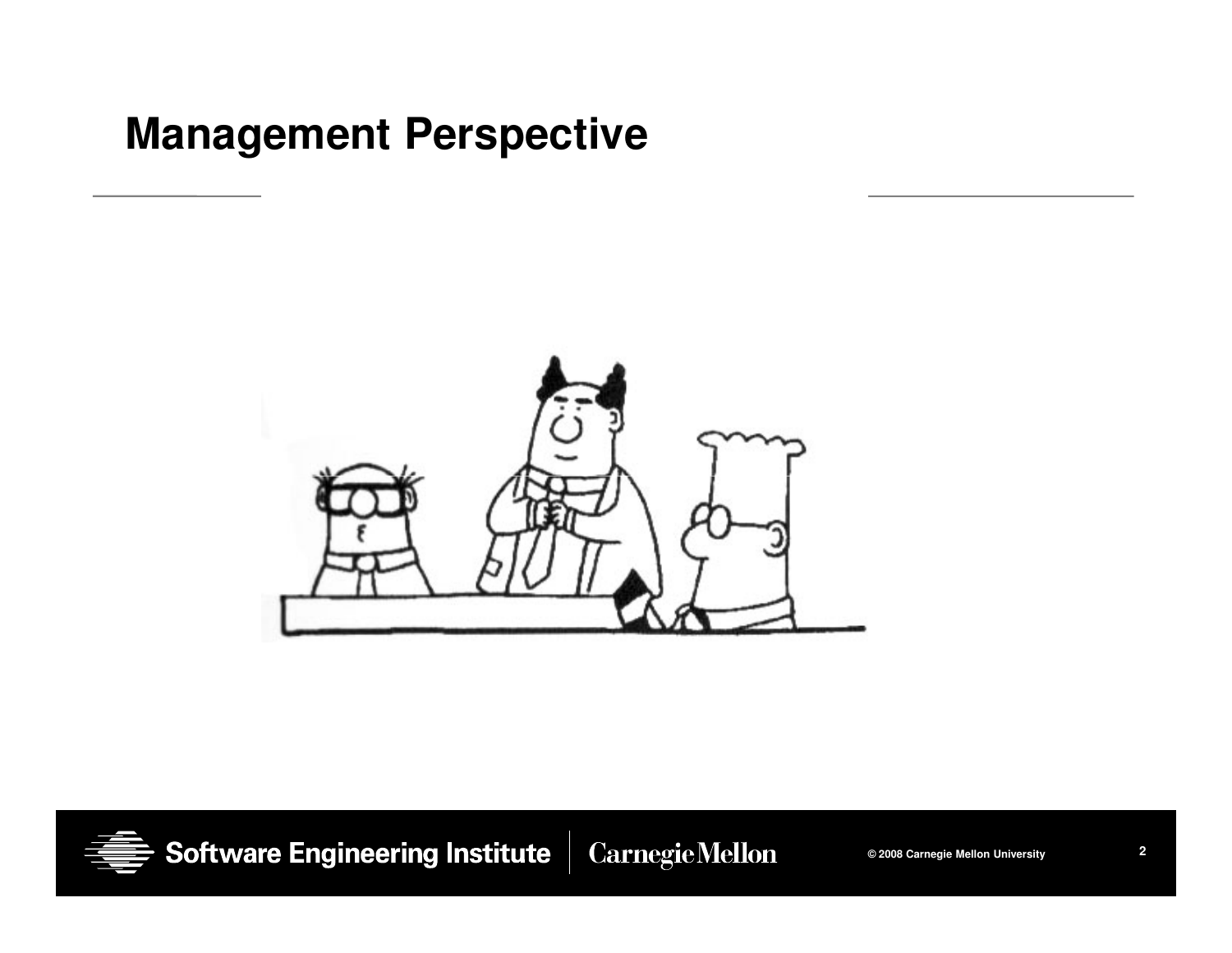# Management Perspective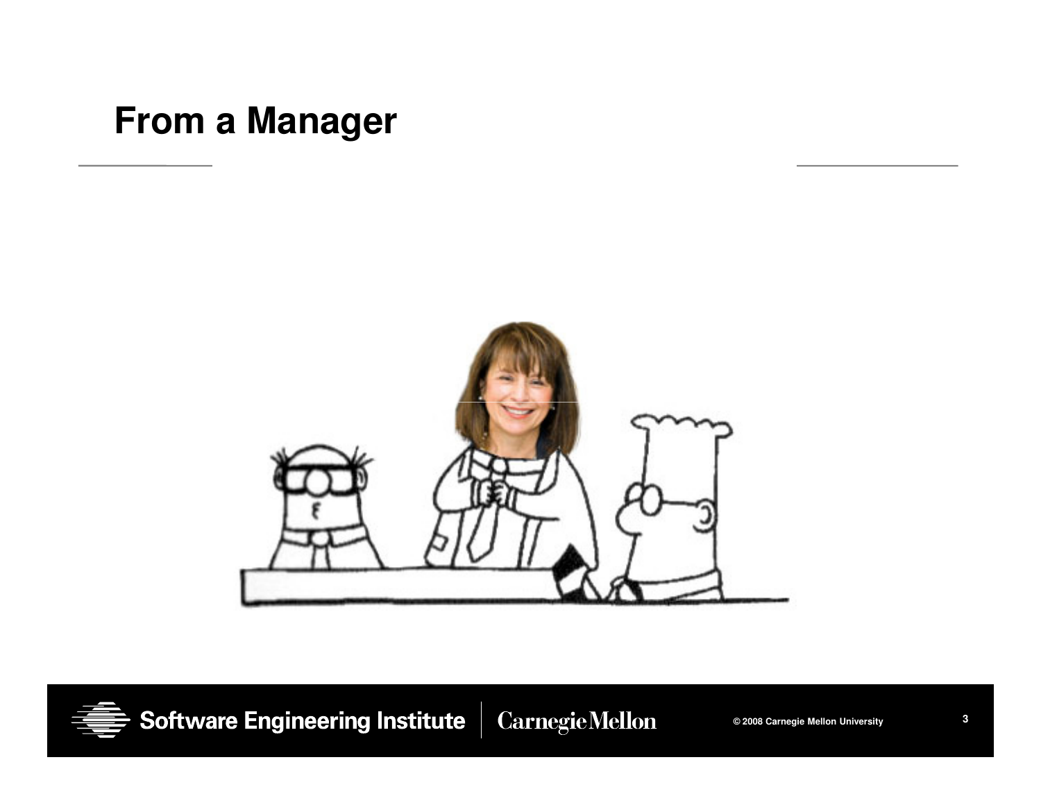# From a Manager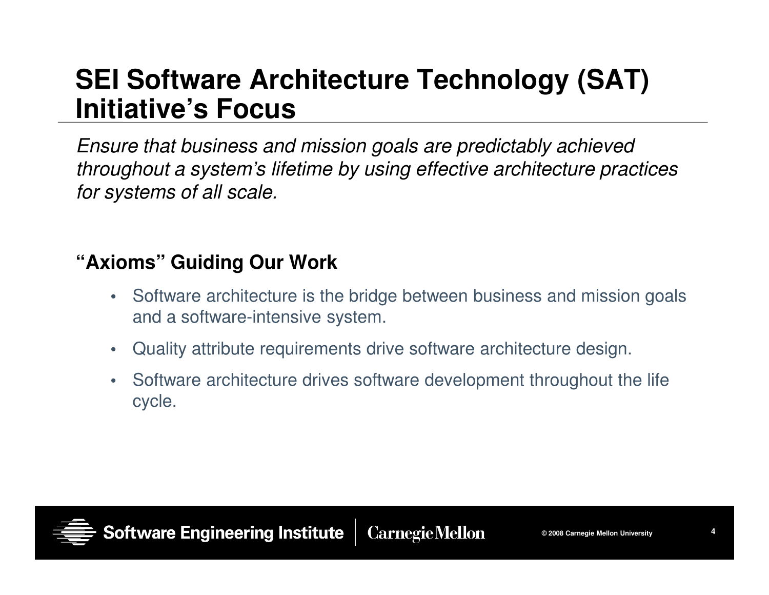# SEI Software Architecture Technology (SAT) Initiative's Focus

*Ensure that business and mission goals are predictably achieved throughout a system's lifetime by using effective architecture practices for systems of all scale.*

## "Axioms" Guiding Our Work

- Software architecture is the bridge between business and mission goals and a software-intensive system.
- Quality attribute requirements drive software architecture design.
- Software architecture drives software development throughout the life cycle.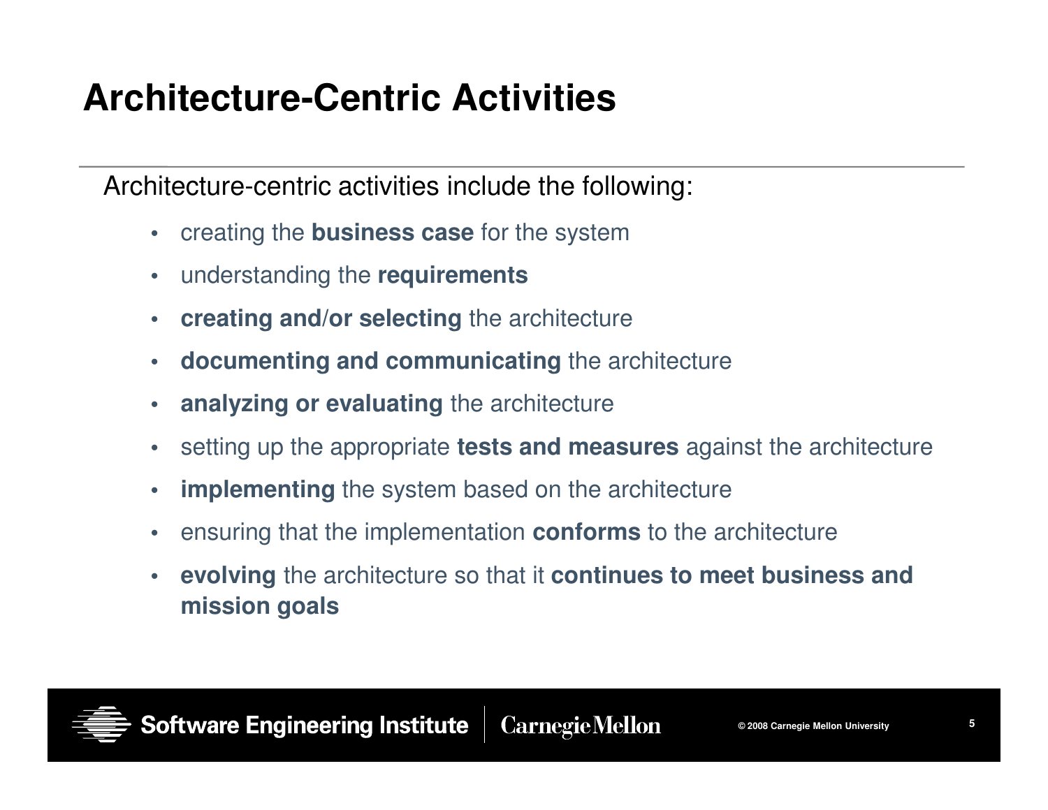# Architecture-Centric Activities

Architecture-centric activities include the following:

- creating the **business case** for the system
- understanding the **requirements**
- **creating and/or selecting** the architecture
- **documenting and communicating** the architecture
- **analyzing or evaluating** the architecture
- setting up the appropriate **tests and measures** against the architecture
- **implementing** the system based on the architecture
- ensuring that the implementation **conforms** to the architecture
- **evolving** the architecture so that it **continues to meet business and mission goals**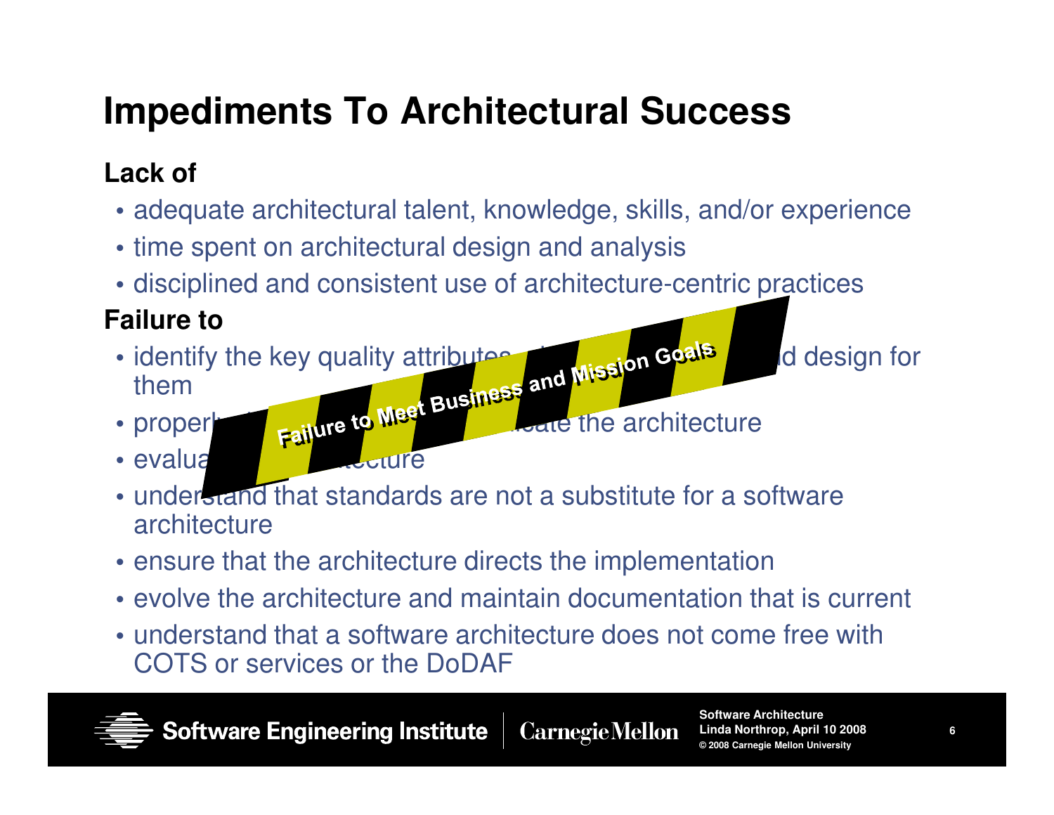# Impediments To Architectural Success

**Lack of**

- adequate architectural talent, knowledge, skills, and/or experience
- time spent on architectural design and analysis
- disciplined and consistent use of architecture-centric practices

**Failure to**

- identify the key quality attributes ... d design for them
- properl... ate the architecture
- evalua... itecture
- understand that standards are not a substitute for a software architecture
- ensure that the architecture directs the implementation
- evolve the architecture and maintain documentation that is current
- understand that a software architecture does not come free with COTS or services or the DoDAF

**Failure to Meet Business and Mission Goals**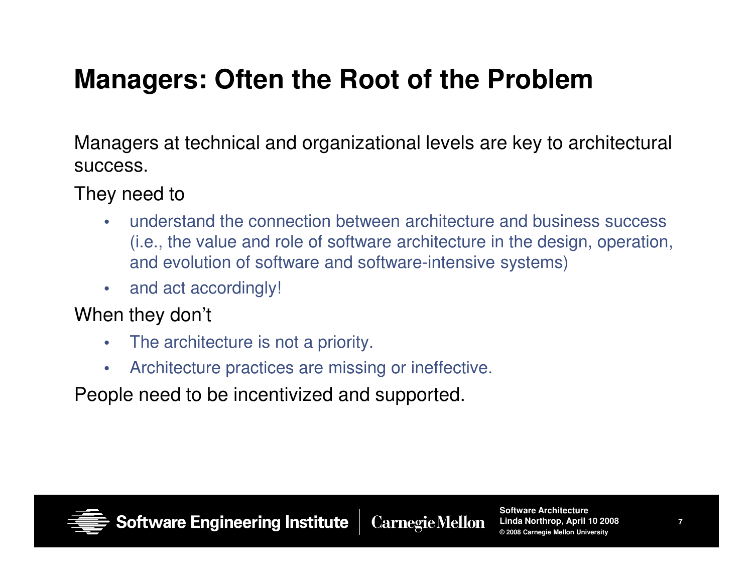# Managers: Often the Root of the Problem

Managers at technical and organizational levels are key to architectural success.

They need to

- understand the connection between architecture and business success (i.e., the value and role of software architecture in the design, operation, and evolution of software and software-intensive systems)
- and act accordingly!

When they don't

- The architecture is not a priority.
- Architecture practices are missing or ineffective.

People need to be incentivized and supported.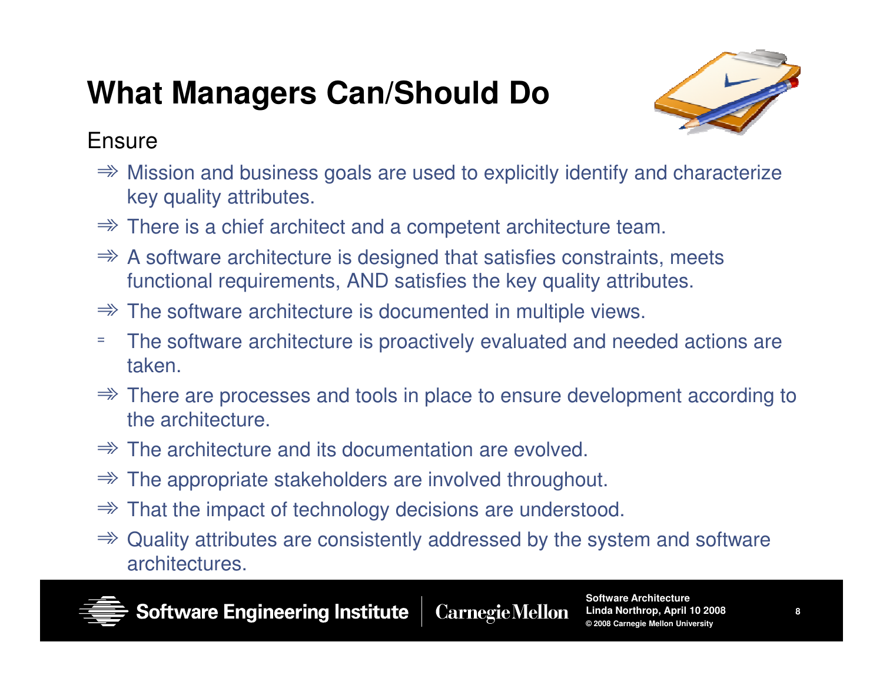# What Managers Can/Should Do

Ensure

- Mission and business goals are used to explicitly identify and characterize key quality attributes.
- There is a chief architect and a competent architecture team.
- A software architecture is designed that satisfies constraints, meets functional requirements, AND satisfies the key quality attributes.
- The software architecture is documented in multiple views.
- The software architecture is proactively evaluated and needed actions are taken.
- There are processes and tools in place to ensure development according to the architecture.
- The architecture and its documentation are evolved.
- The appropriate stakeholders are involved throughout.
- That the impact of technology decisions are understood.
- Quality attributes are consistently addressed by the system and software architectures.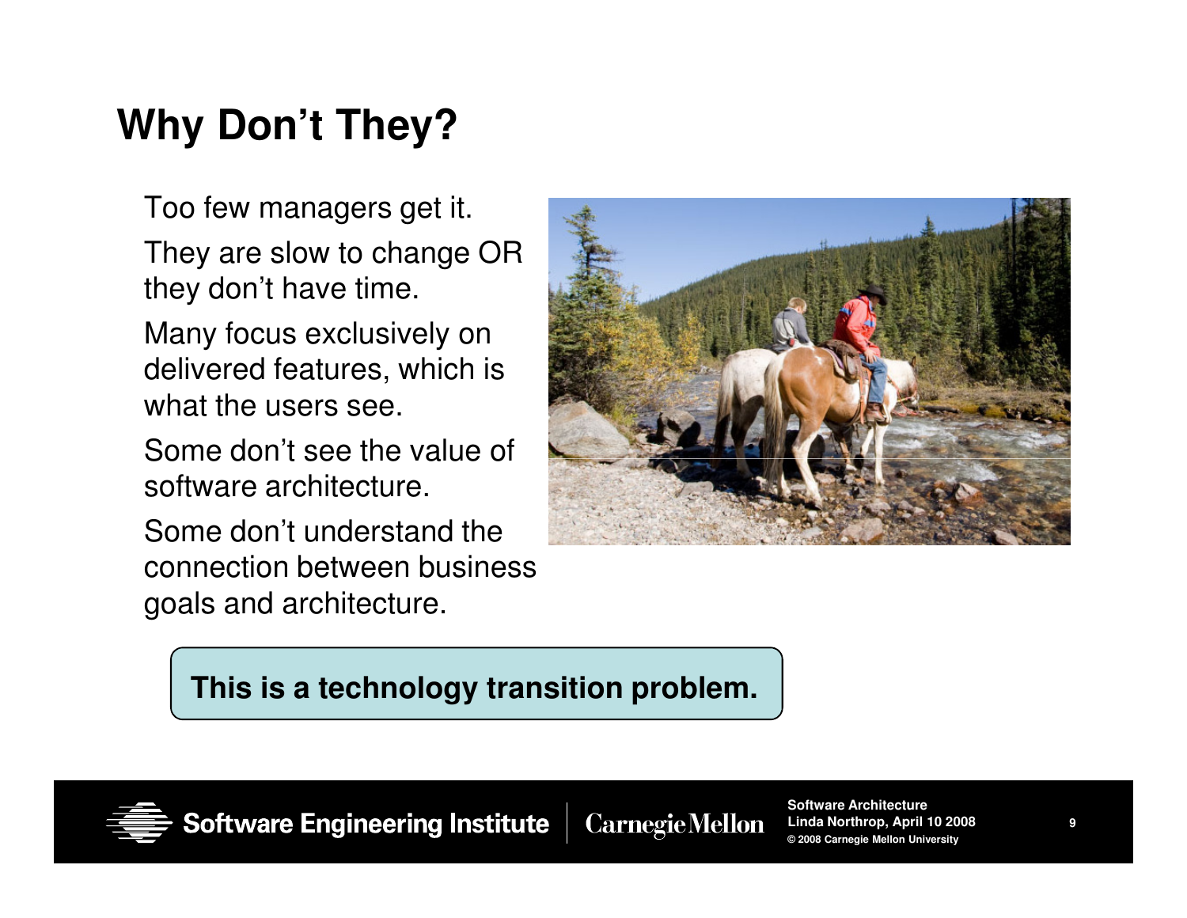# Why Don't They?

Too few managers get it.

They are slow to change OR they don't have time.

Many focus exclusively on delivered features, which is what the users see.

Some don't see the value of software architecture.

Some don't understand the connection between business goals and architecture.

**This is a technology transition problem.**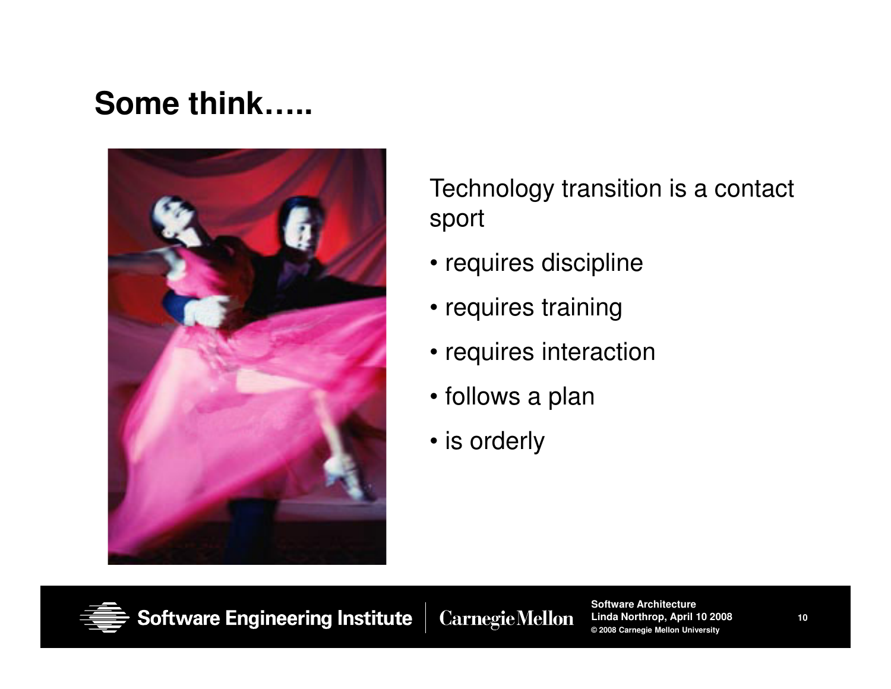# Some think…..

Technology transition is a contact sport

- requires discipline
- requires training
- requires interaction
- follows a plan
- is orderly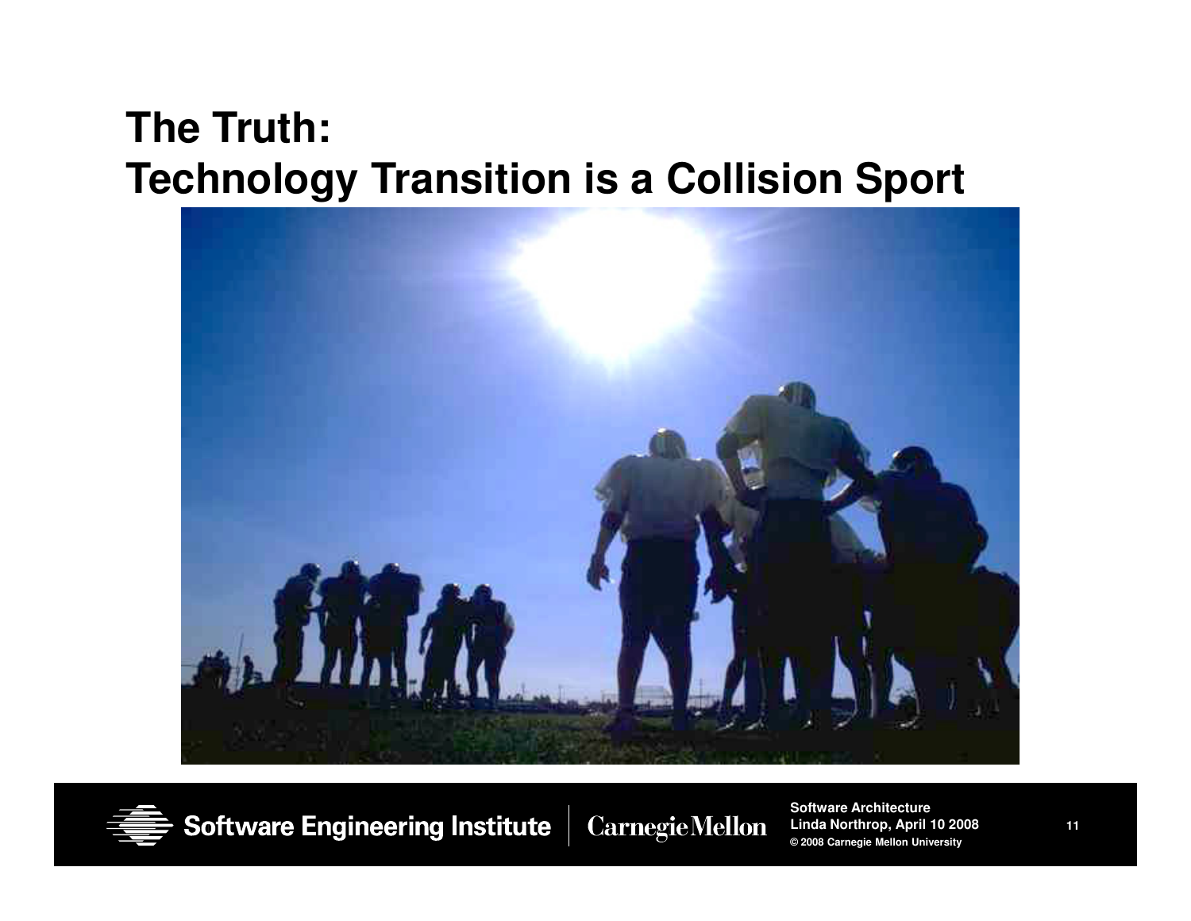# The Truth:
# Technology Transition is a Collision Sport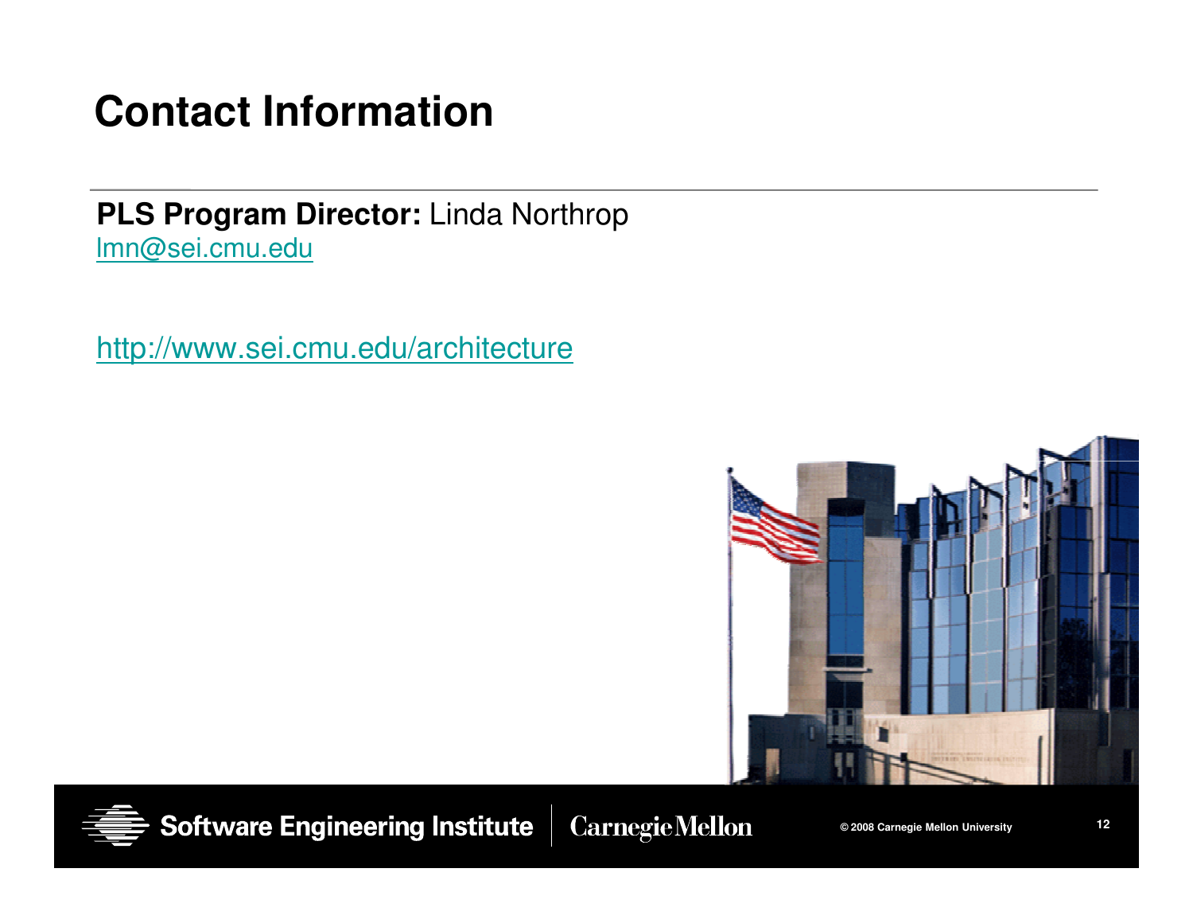# Contact Information

**PLS Program Director:** Linda Northrop
lmn@sei.cmu.edu

http://www.sei.cmu.edu/architecture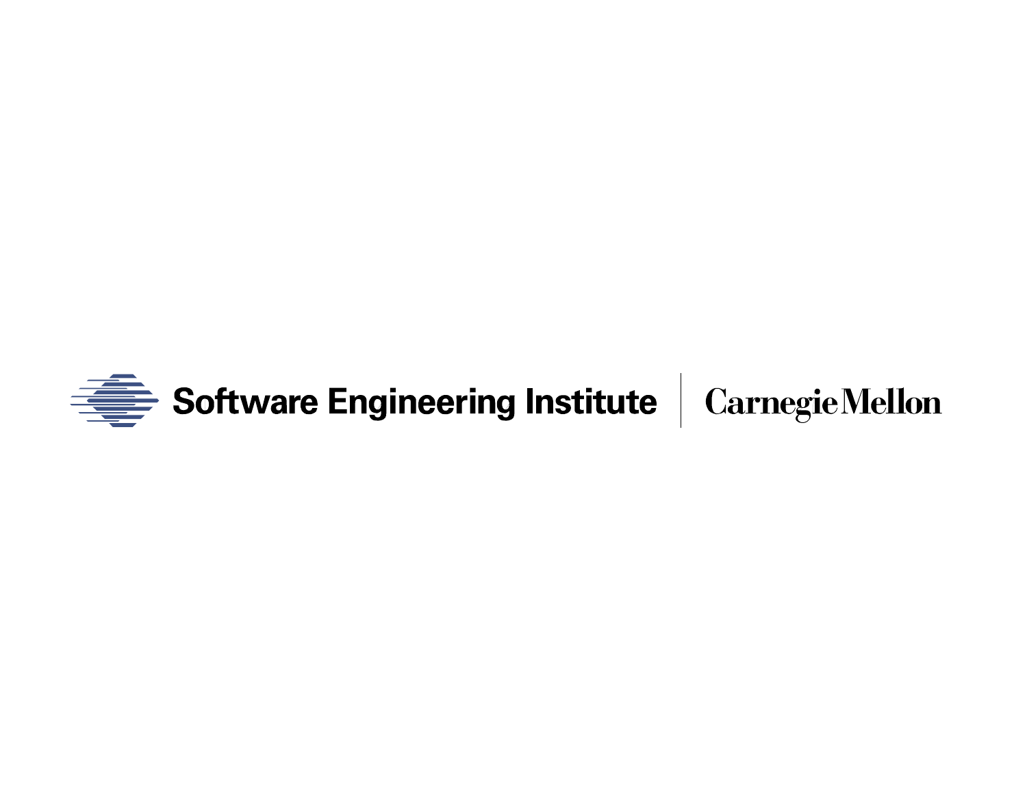Software Engineering Institute | Carnegie Mellon